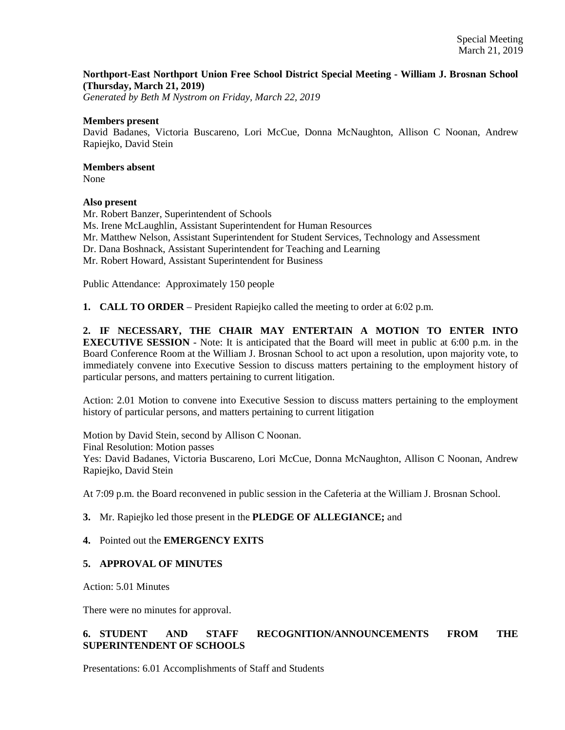Special Meeting
March 21, 2019

**Northport-East Northport Union Free School District Special Meeting - William J. Brosnan School (Thursday, March 21, 2019)**
*Generated by Beth M Nystrom on Friday, March 22, 2019*

**Members present**
David Badanes, Victoria Buscareno, Lori McCue, Donna McNaughton, Allison C Noonan, Andrew Rapiejko, David Stein

**Members absent**
None

**Also present**
Mr. Robert Banzer, Superintendent of Schools
Ms. Irene McLaughlin, Assistant Superintendent for Human Resources
Mr. Matthew Nelson, Assistant Superintendent for Student Services, Technology and Assessment
Dr. Dana Boshnack, Assistant Superintendent for Teaching and Learning
Mr. Robert Howard, Assistant Superintendent for Business

Public Attendance: Approximately 150 people

**1. CALL TO ORDER** – President Rapiejko called the meeting to order at 6:02 p.m.

**2. IF NECESSARY, THE CHAIR MAY ENTERTAIN A MOTION TO ENTER INTO EXECUTIVE SESSION** - Note: It is anticipated that the Board will meet in public at 6:00 p.m. in the Board Conference Room at the William J. Brosnan School to act upon a resolution, upon majority vote, to immediately convene into Executive Session to discuss matters pertaining to the employment history of particular persons, and matters pertaining to current litigation.

Action: 2.01 Motion to convene into Executive Session to discuss matters pertaining to the employment history of particular persons, and matters pertaining to current litigation

Motion by David Stein, second by Allison C Noonan.
Final Resolution: Motion passes
Yes: David Badanes, Victoria Buscareno, Lori McCue, Donna McNaughton, Allison C Noonan, Andrew Rapiejko, David Stein

At 7:09 p.m. the Board reconvened in public session in the Cafeteria at the William J. Brosnan School.

**3.** Mr. Rapiejko led those present in the **PLEDGE OF ALLEGIANCE;** and

**4.** Pointed out the **EMERGENCY EXITS**

**5. APPROVAL OF MINUTES**

Action: 5.01 Minutes

There were no minutes for approval.

**6. STUDENT AND STAFF RECOGNITION/ANNOUNCEMENTS FROM THE SUPERINTENDENT OF SCHOOLS**

Presentations: 6.01 Accomplishments of Staff and Students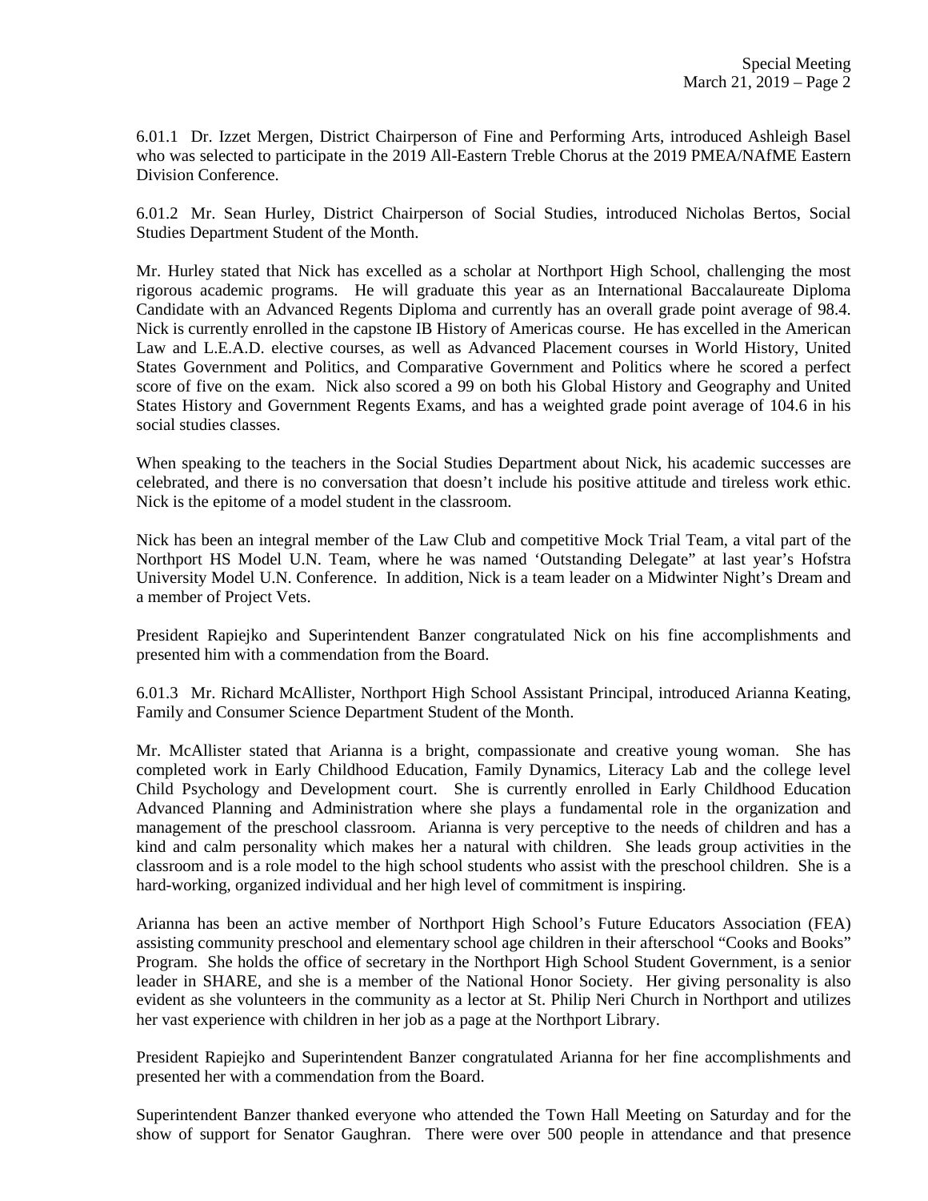6.01.1 Dr. Izzet Mergen, District Chairperson of Fine and Performing Arts, introduced Ashleigh Basel who was selected to participate in the 2019 All-Eastern Treble Chorus at the 2019 PMEA/NAfME Eastern Division Conference.

6.01.2 Mr. Sean Hurley, District Chairperson of Social Studies, introduced Nicholas Bertos, Social Studies Department Student of the Month.

Mr. Hurley stated that Nick has excelled as a scholar at Northport High School, challenging the most rigorous academic programs. He will graduate this year as an International Baccalaureate Diploma Candidate with an Advanced Regents Diploma and currently has an overall grade point average of 98.4. Nick is currently enrolled in the capstone IB History of Americas course. He has excelled in the American Law and L.E.A.D. elective courses, as well as Advanced Placement courses in World History, United States Government and Politics, and Comparative Government and Politics where he scored a perfect score of five on the exam. Nick also scored a 99 on both his Global History and Geography and United States History and Government Regents Exams, and has a weighted grade point average of 104.6 in his social studies classes.

When speaking to the teachers in the Social Studies Department about Nick, his academic successes are celebrated, and there is no conversation that doesn't include his positive attitude and tireless work ethic. Nick is the epitome of a model student in the classroom.

Nick has been an integral member of the Law Club and competitive Mock Trial Team, a vital part of the Northport HS Model U.N. Team, where he was named 'Outstanding Delegate" at last year's Hofstra University Model U.N. Conference. In addition, Nick is a team leader on a Midwinter Night's Dream and a member of Project Vets.

President Rapiejko and Superintendent Banzer congratulated Nick on his fine accomplishments and presented him with a commendation from the Board.

6.01.3 Mr. Richard McAllister, Northport High School Assistant Principal, introduced Arianna Keating, Family and Consumer Science Department Student of the Month.

Mr. McAllister stated that Arianna is a bright, compassionate and creative young woman. She has completed work in Early Childhood Education, Family Dynamics, Literacy Lab and the college level Child Psychology and Development court. She is currently enrolled in Early Childhood Education Advanced Planning and Administration where she plays a fundamental role in the organization and management of the preschool classroom. Arianna is very perceptive to the needs of children and has a kind and calm personality which makes her a natural with children. She leads group activities in the classroom and is a role model to the high school students who assist with the preschool children. She is a hard-working, organized individual and her high level of commitment is inspiring.

Arianna has been an active member of Northport High School's Future Educators Association (FEA) assisting community preschool and elementary school age children in their afterschool "Cooks and Books" Program. She holds the office of secretary in the Northport High School Student Government, is a senior leader in SHARE, and she is a member of the National Honor Society. Her giving personality is also evident as she volunteers in the community as a lector at St. Philip Neri Church in Northport and utilizes her vast experience with children in her job as a page at the Northport Library.

President Rapiejko and Superintendent Banzer congratulated Arianna for her fine accomplishments and presented her with a commendation from the Board.

Superintendent Banzer thanked everyone who attended the Town Hall Meeting on Saturday and for the show of support for Senator Gaughran. There were over 500 people in attendance and that presence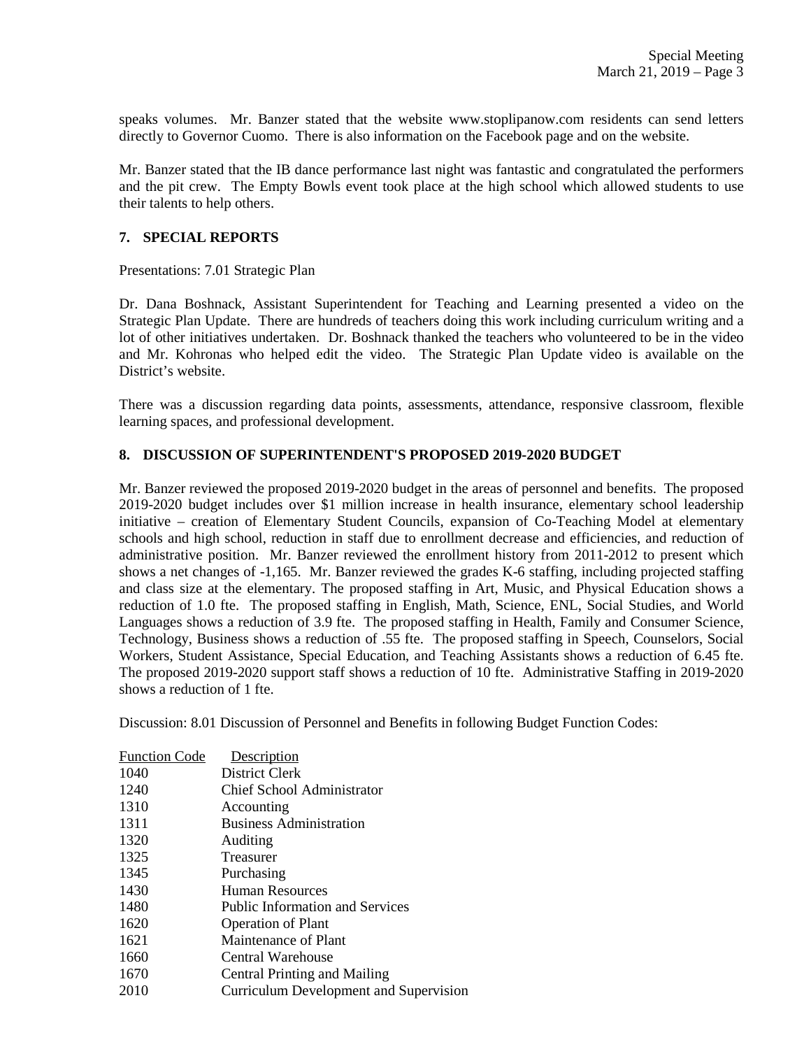speaks volumes. Mr. Banzer stated that the website www.stoplipanow.com residents can send letters directly to Governor Cuomo. There is also information on the Facebook page and on the website.

Mr. Banzer stated that the IB dance performance last night was fantastic and congratulated the performers and the pit crew. The Empty Bowls event took place at the high school which allowed students to use their talents to help others.

## 7. SPECIAL REPORTS

Presentations: 7.01 Strategic Plan

Dr. Dana Boshnack, Assistant Superintendent for Teaching and Learning presented a video on the Strategic Plan Update. There are hundreds of teachers doing this work including curriculum writing and a lot of other initiatives undertaken. Dr. Boshnack thanked the teachers who volunteered to be in the video and Mr. Kohronas who helped edit the video. The Strategic Plan Update video is available on the District's website.

There was a discussion regarding data points, assessments, attendance, responsive classroom, flexible learning spaces, and professional development.

## 8. DISCUSSION OF SUPERINTENDENT'S PROPOSED 2019-2020 BUDGET

Mr. Banzer reviewed the proposed 2019-2020 budget in the areas of personnel and benefits. The proposed 2019-2020 budget includes over $1 million increase in health insurance, elementary school leadership initiative – creation of Elementary Student Councils, expansion of Co-Teaching Model at elementary schools and high school, reduction in staff due to enrollment decrease and efficiencies, and reduction of administrative position. Mr. Banzer reviewed the enrollment history from 2011-2012 to present which shows a net changes of -1,165. Mr. Banzer reviewed the grades K-6 staffing, including projected staffing and class size at the elementary. The proposed staffing in Art, Music, and Physical Education shows a reduction of 1.0 fte. The proposed staffing in English, Math, Science, ENL, Social Studies, and World Languages shows a reduction of 3.9 fte. The proposed staffing in Health, Family and Consumer Science, Technology, Business shows a reduction of .55 fte. The proposed staffing in Speech, Counselors, Social Workers, Student Assistance, Special Education, and Teaching Assistants shows a reduction of 6.45 fte. The proposed 2019-2020 support staff shows a reduction of 10 fte. Administrative Staffing in 2019-2020 shows a reduction of 1 fte.

Discussion: 8.01 Discussion of Personnel and Benefits in following Budget Function Codes:

| Function Code | Description |
|---|---|
| 1040 | District Clerk |
| 1240 | Chief School Administrator |
| 1310 | Accounting |
| 1311 | Business Administration |
| 1320 | Auditing |
| 1325 | Treasurer |
| 1345 | Purchasing |
| 1430 | Human Resources |
| 1480 | Public Information and Services |
| 1620 | Operation of Plant |
| 1621 | Maintenance of Plant |
| 1660 | Central Warehouse |
| 1670 | Central Printing and Mailing |
| 2010 | Curriculum Development and Supervision |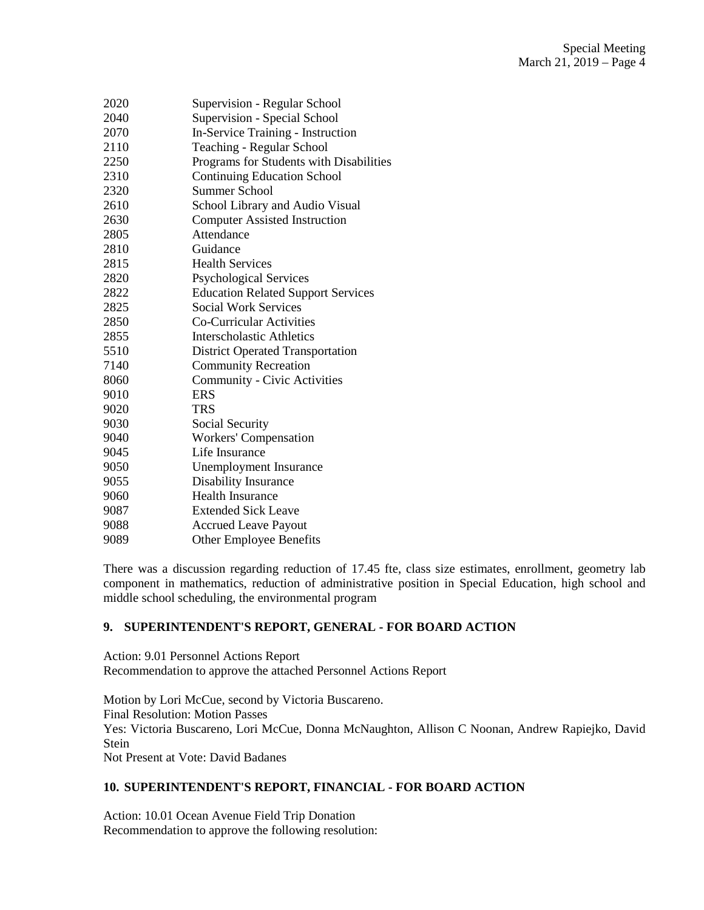| | |
|---|---|
| 2020 | Supervision - Regular School |
| 2040 | Supervision - Special School |
| 2070 | In-Service Training - Instruction |
| 2110 | Teaching - Regular School |
| 2250 | Programs for Students with Disabilities |
| 2310 | Continuing Education School |
| 2320 | Summer School |
| 2610 | School Library and Audio Visual |
| 2630 | Computer Assisted Instruction |
| 2805 | Attendance |
| 2810 | Guidance |
| 2815 | Health Services |
| 2820 | Psychological Services |
| 2822 | Education Related Support Services |
| 2825 | Social Work Services |
| 2850 | Co-Curricular Activities |
| 2855 | Interscholastic Athletics |
| 5510 | District Operated Transportation |
| 7140 | Community Recreation |
| 8060 | Community - Civic Activities |
| 9010 | ERS |
| 9020 | TRS |
| 9030 | Social Security |
| 9040 | Workers' Compensation |
| 9045 | Life Insurance |
| 9050 | Unemployment Insurance |
| 9055 | Disability Insurance |
| 9060 | Health Insurance |
| 9087 | Extended Sick Leave |
| 9088 | Accrued Leave Payout |
| 9089 | Other Employee Benefits |

There was a discussion regarding reduction of 17.45 fte, class size estimates, enrollment, geometry lab component in mathematics, reduction of administrative position in Special Education, high school and middle school scheduling, the environmental program

## 9. SUPERINTENDENT'S REPORT, GENERAL - FOR BOARD ACTION

Action: 9.01 Personnel Actions Report
Recommendation to approve the attached Personnel Actions Report

Motion by Lori McCue, second by Victoria Buscareno.
Final Resolution: Motion Passes
Yes: Victoria Buscareno, Lori McCue, Donna McNaughton, Allison C Noonan, Andrew Rapiejko, David Stein
Not Present at Vote: David Badanes

## 10. SUPERINTENDENT'S REPORT, FINANCIAL - FOR BOARD ACTION

Action: 10.01 Ocean Avenue Field Trip Donation
Recommendation to approve the following resolution: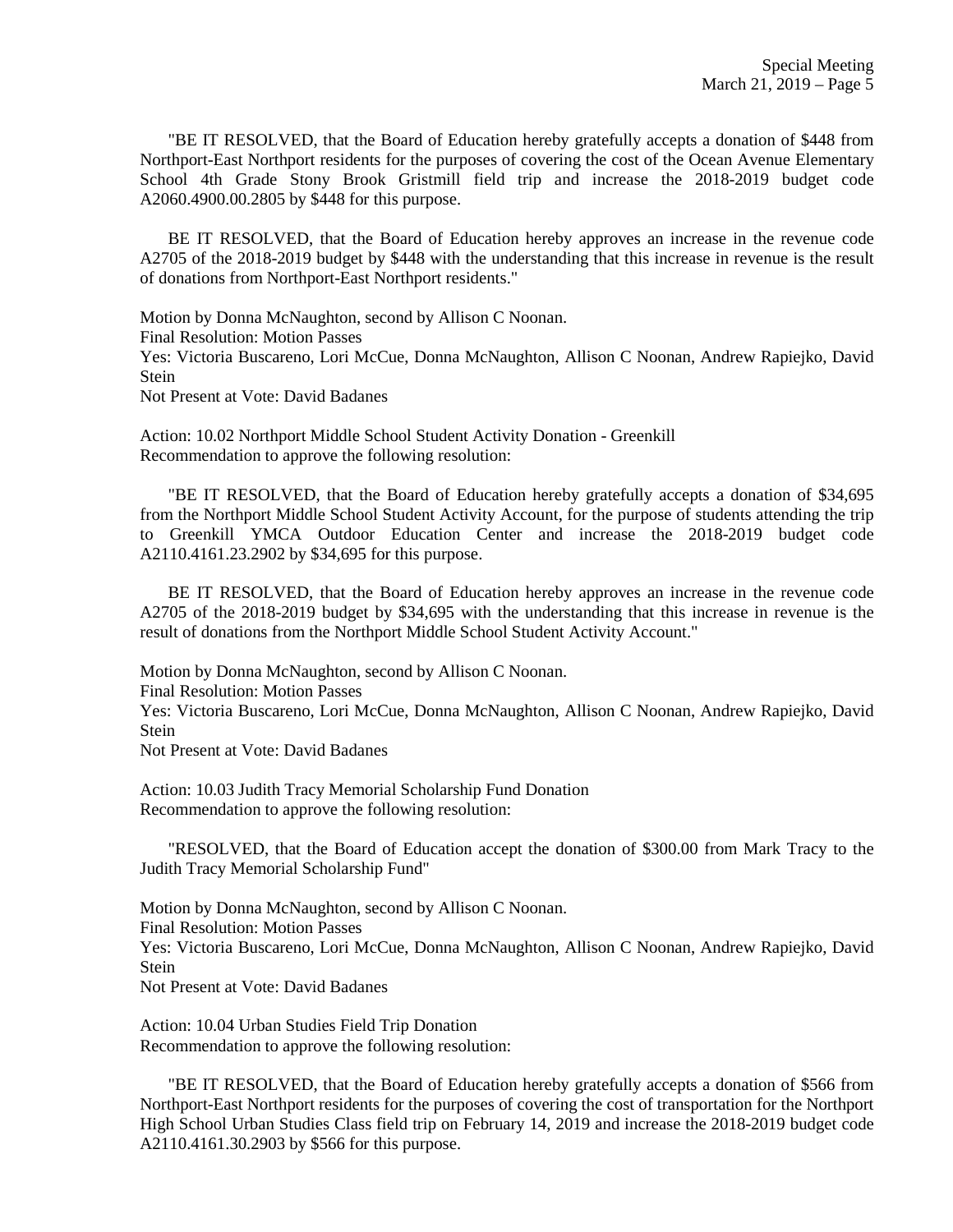"BE IT RESOLVED, that the Board of Education hereby gratefully accepts a donation of $448 from Northport-East Northport residents for the purposes of covering the cost of the Ocean Avenue Elementary School 4th Grade Stony Brook Gristmill field trip and increase the 2018-2019 budget code A2060.4900.00.2805 by $448 for this purpose.

BE IT RESOLVED, that the Board of Education hereby approves an increase in the revenue code A2705 of the 2018-2019 budget by $448 with the understanding that this increase in revenue is the result of donations from Northport-East Northport residents."

Motion by Donna McNaughton, second by Allison C Noonan.
Final Resolution: Motion Passes
Yes: Victoria Buscareno, Lori McCue, Donna McNaughton, Allison C Noonan, Andrew Rapiejko, David Stein
Not Present at Vote: David Badanes

Action: 10.02 Northport Middle School Student Activity Donation - Greenkill
Recommendation to approve the following resolution:

"BE IT RESOLVED, that the Board of Education hereby gratefully accepts a donation of $34,695 from the Northport Middle School Student Activity Account, for the purpose of students attending the trip to Greenkill YMCA Outdoor Education Center and increase the 2018-2019 budget code A2110.4161.23.2902 by $34,695 for this purpose.

BE IT RESOLVED, that the Board of Education hereby approves an increase in the revenue code A2705 of the 2018-2019 budget by $34,695 with the understanding that this increase in revenue is the result of donations from the Northport Middle School Student Activity Account."

Motion by Donna McNaughton, second by Allison C Noonan.
Final Resolution: Motion Passes
Yes: Victoria Buscareno, Lori McCue, Donna McNaughton, Allison C Noonan, Andrew Rapiejko, David Stein
Not Present at Vote: David Badanes

Action: 10.03 Judith Tracy Memorial Scholarship Fund Donation
Recommendation to approve the following resolution:

"RESOLVED, that the Board of Education accept the donation of $300.00 from Mark Tracy to the Judith Tracy Memorial Scholarship Fund"

Motion by Donna McNaughton, second by Allison C Noonan.
Final Resolution: Motion Passes
Yes: Victoria Buscareno, Lori McCue, Donna McNaughton, Allison C Noonan, Andrew Rapiejko, David Stein
Not Present at Vote: David Badanes

Action: 10.04 Urban Studies Field Trip Donation
Recommendation to approve the following resolution:

"BE IT RESOLVED, that the Board of Education hereby gratefully accepts a donation of $566 from Northport-East Northport residents for the purposes of covering the cost of transportation for the Northport High School Urban Studies Class field trip on February 14, 2019 and increase the 2018-2019 budget code A2110.4161.30.2903 by $566 for this purpose.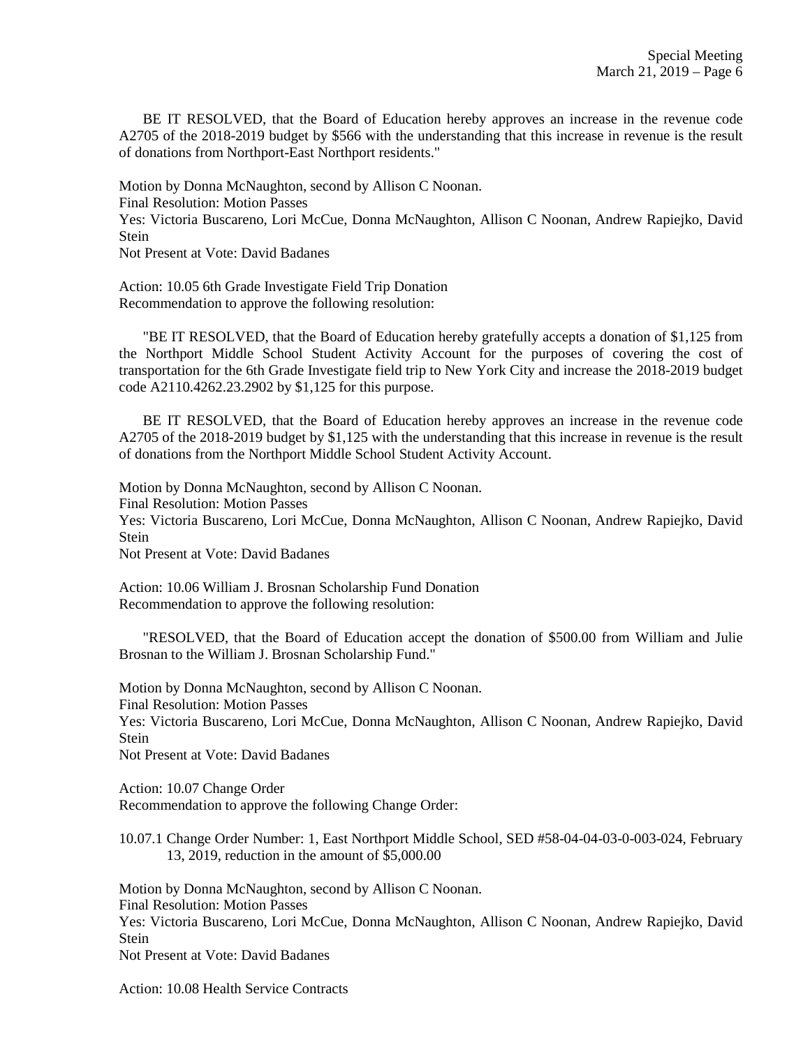BE IT RESOLVED, that the Board of Education hereby approves an increase in the revenue code A2705 of the 2018-2019 budget by $566 with the understanding that this increase in revenue is the result of donations from Northport-East Northport residents."

Motion by Donna McNaughton, second by Allison C Noonan.
Final Resolution: Motion Passes
Yes: Victoria Buscareno, Lori McCue, Donna McNaughton, Allison C Noonan, Andrew Rapiejko, David Stein
Not Present at Vote: David Badanes

Action: 10.05 6th Grade Investigate Field Trip Donation
Recommendation to approve the following resolution:

"BE IT RESOLVED, that the Board of Education hereby gratefully accepts a donation of $1,125 from the Northport Middle School Student Activity Account for the purposes of covering the cost of transportation for the 6th Grade Investigate field trip to New York City and increase the 2018-2019 budget code A2110.4262.23.2902 by $1,125 for this purpose.

BE IT RESOLVED, that the Board of Education hereby approves an increase in the revenue code A2705 of the 2018-2019 budget by $1,125 with the understanding that this increase in revenue is the result of donations from the Northport Middle School Student Activity Account.

Motion by Donna McNaughton, second by Allison C Noonan.
Final Resolution: Motion Passes
Yes: Victoria Buscareno, Lori McCue, Donna McNaughton, Allison C Noonan, Andrew Rapiejko, David Stein
Not Present at Vote: David Badanes

Action: 10.06 William J. Brosnan Scholarship Fund Donation
Recommendation to approve the following resolution:

"RESOLVED, that the Board of Education accept the donation of $500.00 from William and Julie Brosnan to the William J. Brosnan Scholarship Fund."

Motion by Donna McNaughton, second by Allison C Noonan.
Final Resolution: Motion Passes
Yes: Victoria Buscareno, Lori McCue, Donna McNaughton, Allison C Noonan, Andrew Rapiejko, David Stein
Not Present at Vote: David Badanes

Action: 10.07 Change Order
Recommendation to approve the following Change Order:

10.07.1 Change Order Number: 1, East Northport Middle School, SED #58-04-04-03-0-003-024, February 13, 2019, reduction in the amount of $5,000.00

Motion by Donna McNaughton, second by Allison C Noonan.
Final Resolution: Motion Passes
Yes: Victoria Buscareno, Lori McCue, Donna McNaughton, Allison C Noonan, Andrew Rapiejko, David Stein
Not Present at Vote: David Badanes

Action: 10.08 Health Service Contracts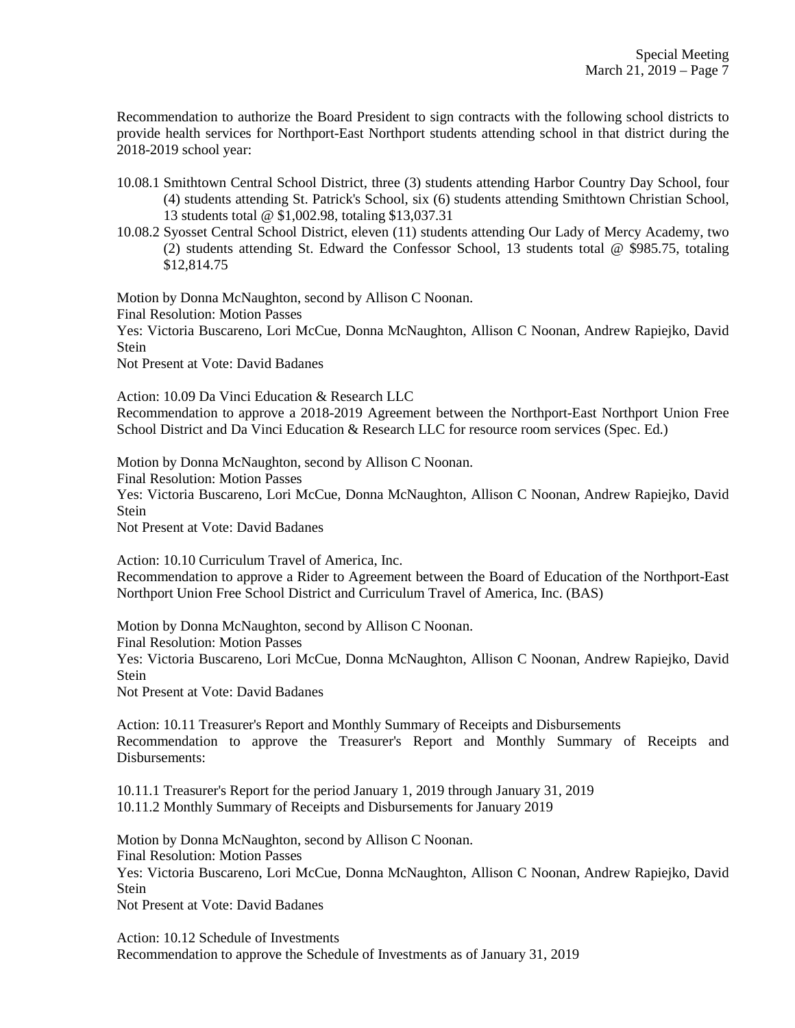Recommendation to authorize the Board President to sign contracts with the following school districts to provide health services for Northport-East Northport students attending school in that district during the 2018-2019 school year:

10.08.1 Smithtown Central School District, three (3) students attending Harbor Country Day School, four (4) students attending St. Patrick's School, six (6) students attending Smithtown Christian School, 13 students total @ $1,002.98, totaling $13,037.31

10.08.2 Syosset Central School District, eleven (11) students attending Our Lady of Mercy Academy, two (2) students attending St. Edward the Confessor School, 13 students total @ $985.75, totaling $12,814.75

Motion by Donna McNaughton, second by Allison C Noonan.
Final Resolution: Motion Passes
Yes: Victoria Buscareno, Lori McCue, Donna McNaughton, Allison C Noonan, Andrew Rapiejko, David Stein
Not Present at Vote: David Badanes

Action: 10.09 Da Vinci Education & Research LLC
Recommendation to approve a 2018-2019 Agreement between the Northport-East Northport Union Free School District and Da Vinci Education & Research LLC for resource room services (Spec. Ed.)

Motion by Donna McNaughton, second by Allison C Noonan.
Final Resolution: Motion Passes
Yes: Victoria Buscareno, Lori McCue, Donna McNaughton, Allison C Noonan, Andrew Rapiejko, David Stein
Not Present at Vote: David Badanes

Action: 10.10 Curriculum Travel of America, Inc.
Recommendation to approve a Rider to Agreement between the Board of Education of the Northport-East Northport Union Free School District and Curriculum Travel of America, Inc. (BAS)

Motion by Donna McNaughton, second by Allison C Noonan.
Final Resolution: Motion Passes
Yes: Victoria Buscareno, Lori McCue, Donna McNaughton, Allison C Noonan, Andrew Rapiejko, David Stein
Not Present at Vote: David Badanes

Action: 10.11 Treasurer's Report and Monthly Summary of Receipts and Disbursements
Recommendation to approve the Treasurer's Report and Monthly Summary of Receipts and Disbursements:

10.11.1 Treasurer's Report for the period January 1, 2019 through January 31, 2019
10.11.2 Monthly Summary of Receipts and Disbursements for January 2019

Motion by Donna McNaughton, second by Allison C Noonan.
Final Resolution: Motion Passes
Yes: Victoria Buscareno, Lori McCue, Donna McNaughton, Allison C Noonan, Andrew Rapiejko, David Stein
Not Present at Vote: David Badanes

Action: 10.12 Schedule of Investments
Recommendation to approve the Schedule of Investments as of January 31, 2019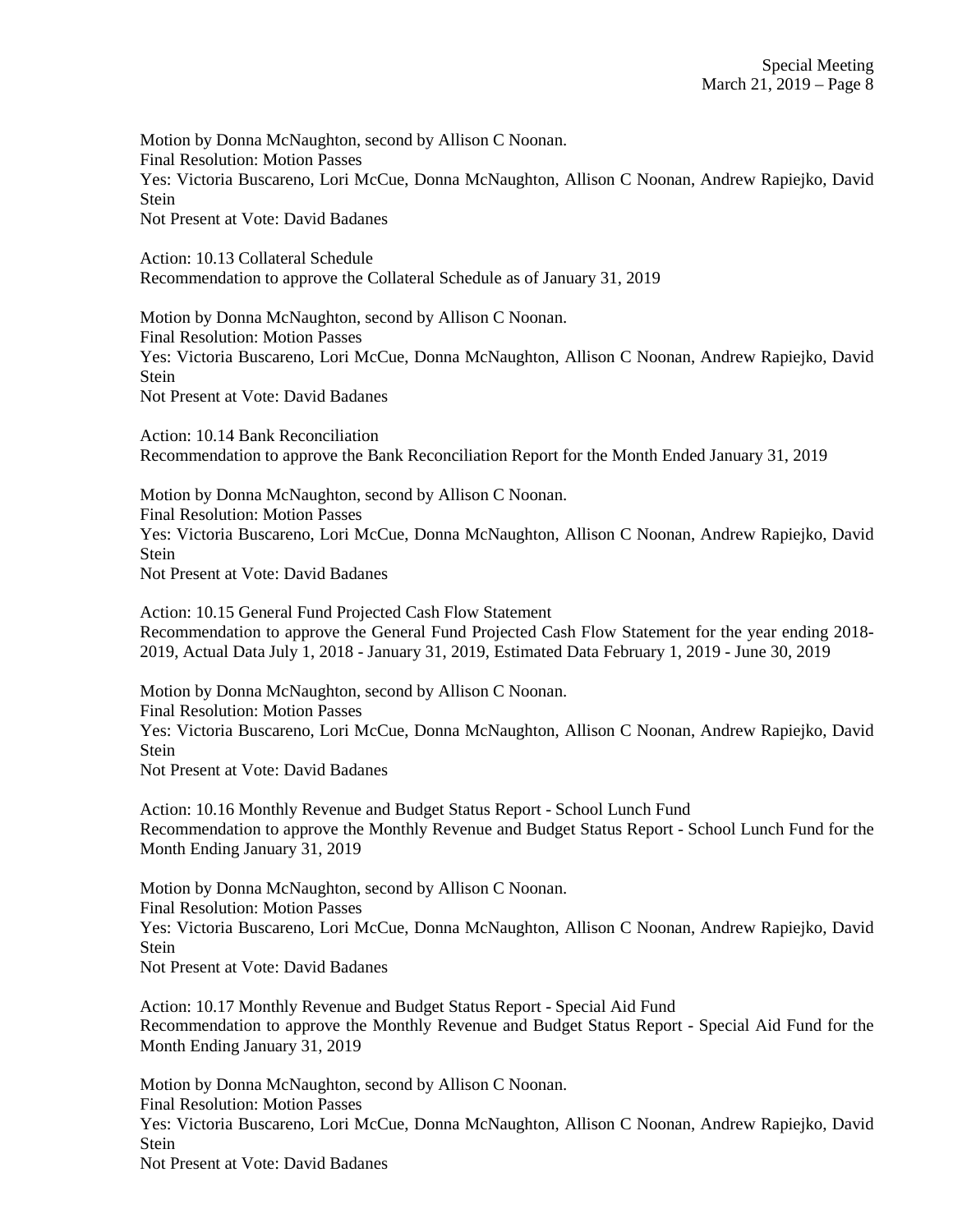Motion by Donna McNaughton, second by Allison C Noonan.
Final Resolution: Motion Passes
Yes: Victoria Buscareno, Lori McCue, Donna McNaughton, Allison C Noonan, Andrew Rapiejko, David Stein
Not Present at Vote: David Badanes

Action: 10.13 Collateral Schedule
Recommendation to approve the Collateral Schedule as of January 31, 2019

Motion by Donna McNaughton, second by Allison C Noonan.
Final Resolution: Motion Passes
Yes: Victoria Buscareno, Lori McCue, Donna McNaughton, Allison C Noonan, Andrew Rapiejko, David Stein
Not Present at Vote: David Badanes

Action: 10.14 Bank Reconciliation
Recommendation to approve the Bank Reconciliation Report for the Month Ended January 31, 2019

Motion by Donna McNaughton, second by Allison C Noonan.
Final Resolution: Motion Passes
Yes: Victoria Buscareno, Lori McCue, Donna McNaughton, Allison C Noonan, Andrew Rapiejko, David Stein
Not Present at Vote: David Badanes

Action: 10.15 General Fund Projected Cash Flow Statement
Recommendation to approve the General Fund Projected Cash Flow Statement for the year ending 2018-2019, Actual Data July 1, 2018 - January 31, 2019, Estimated Data February 1, 2019 - June 30, 2019

Motion by Donna McNaughton, second by Allison C Noonan.
Final Resolution: Motion Passes
Yes: Victoria Buscareno, Lori McCue, Donna McNaughton, Allison C Noonan, Andrew Rapiejko, David Stein
Not Present at Vote: David Badanes

Action: 10.16 Monthly Revenue and Budget Status Report - School Lunch Fund
Recommendation to approve the Monthly Revenue and Budget Status Report - School Lunch Fund for the Month Ending January 31, 2019

Motion by Donna McNaughton, second by Allison C Noonan.
Final Resolution: Motion Passes
Yes: Victoria Buscareno, Lori McCue, Donna McNaughton, Allison C Noonan, Andrew Rapiejko, David Stein
Not Present at Vote: David Badanes

Action: 10.17 Monthly Revenue and Budget Status Report - Special Aid Fund
Recommendation to approve the Monthly Revenue and Budget Status Report - Special Aid Fund for the Month Ending January 31, 2019

Motion by Donna McNaughton, second by Allison C Noonan.
Final Resolution: Motion Passes
Yes: Victoria Buscareno, Lori McCue, Donna McNaughton, Allison C Noonan, Andrew Rapiejko, David Stein
Not Present at Vote: David Badanes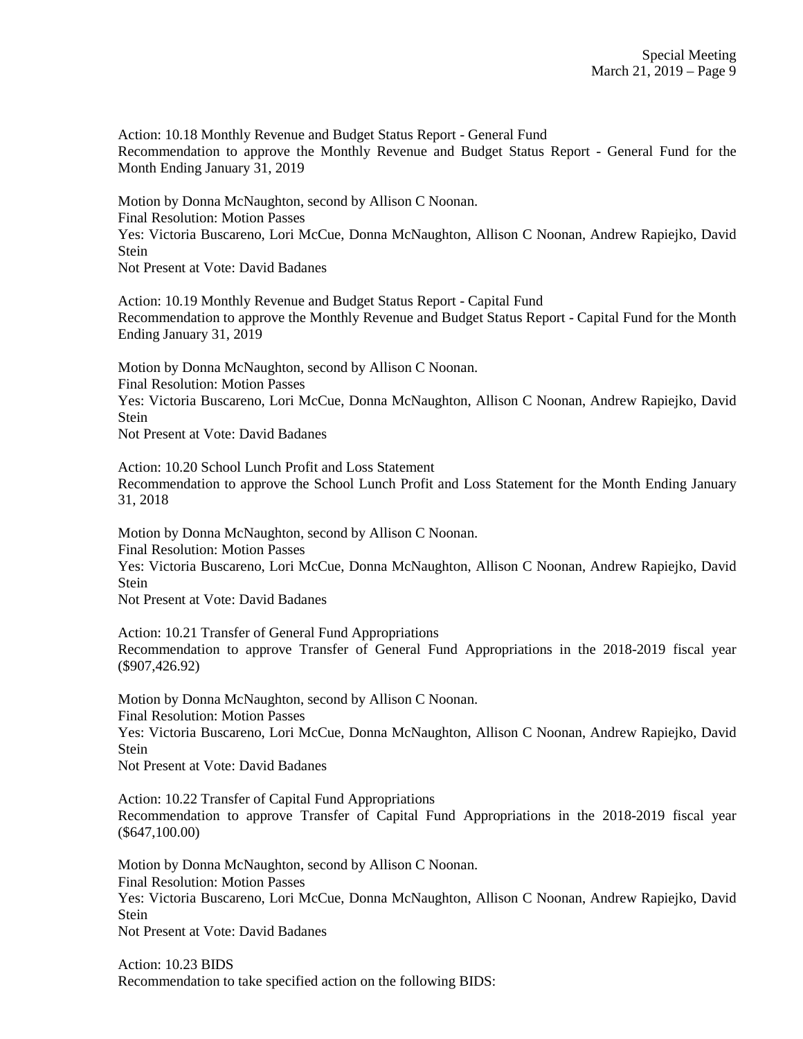Action: 10.18 Monthly Revenue and Budget Status Report - General Fund
Recommendation to approve the Monthly Revenue and Budget Status Report - General Fund for the Month Ending January 31, 2019

Motion by Donna McNaughton, second by Allison C Noonan.
Final Resolution: Motion Passes
Yes: Victoria Buscareno, Lori McCue, Donna McNaughton, Allison C Noonan, Andrew Rapiejko, David Stein
Not Present at Vote: David Badanes

Action: 10.19 Monthly Revenue and Budget Status Report - Capital Fund
Recommendation to approve the Monthly Revenue and Budget Status Report - Capital Fund for the Month Ending January 31, 2019

Motion by Donna McNaughton, second by Allison C Noonan.
Final Resolution: Motion Passes
Yes: Victoria Buscareno, Lori McCue, Donna McNaughton, Allison C Noonan, Andrew Rapiejko, David Stein
Not Present at Vote: David Badanes

Action: 10.20 School Lunch Profit and Loss Statement
Recommendation to approve the School Lunch Profit and Loss Statement for the Month Ending January 31, 2018

Motion by Donna McNaughton, second by Allison C Noonan.
Final Resolution: Motion Passes
Yes: Victoria Buscareno, Lori McCue, Donna McNaughton, Allison C Noonan, Andrew Rapiejko, David Stein
Not Present at Vote: David Badanes

Action: 10.21 Transfer of General Fund Appropriations
Recommendation to approve Transfer of General Fund Appropriations in the 2018-2019 fiscal year ($907,426.92)

Motion by Donna McNaughton, second by Allison C Noonan.
Final Resolution: Motion Passes
Yes: Victoria Buscareno, Lori McCue, Donna McNaughton, Allison C Noonan, Andrew Rapiejko, David Stein
Not Present at Vote: David Badanes

Action: 10.22 Transfer of Capital Fund Appropriations
Recommendation to approve Transfer of Capital Fund Appropriations in the 2018-2019 fiscal year ($647,100.00)

Motion by Donna McNaughton, second by Allison C Noonan.
Final Resolution: Motion Passes
Yes: Victoria Buscareno, Lori McCue, Donna McNaughton, Allison C Noonan, Andrew Rapiejko, David Stein
Not Present at Vote: David Badanes

Action: 10.23 BIDS
Recommendation to take specified action on the following BIDS: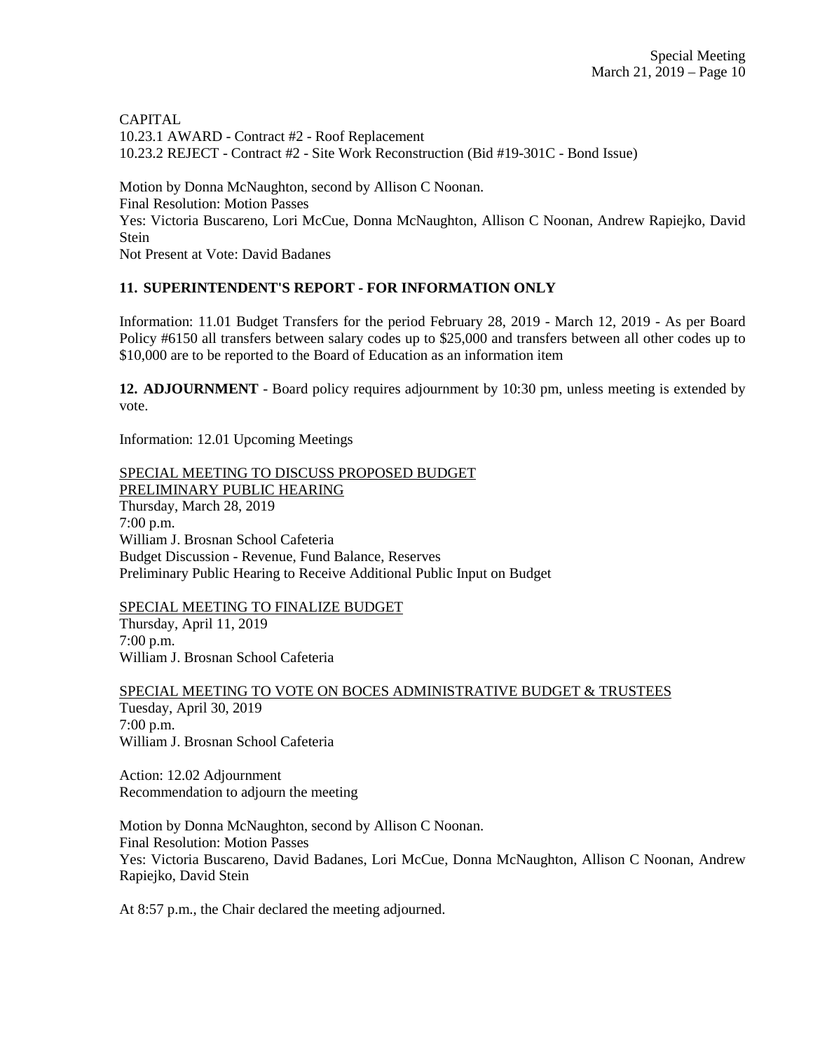CAPITAL
10.23.1 AWARD - Contract #2 - Roof Replacement
10.23.2 REJECT - Contract #2 - Site Work Reconstruction (Bid #19-301C - Bond Issue)

Motion by Donna McNaughton, second by Allison C Noonan.
Final Resolution: Motion Passes
Yes: Victoria Buscareno, Lori McCue, Donna McNaughton, Allison C Noonan, Andrew Rapiejko, David Stein
Not Present at Vote: David Badanes

**11. SUPERINTENDENT'S REPORT - FOR INFORMATION ONLY**

Information: 11.01 Budget Transfers for the period February 28, 2019 - March 12, 2019 - As per Board Policy #6150 all transfers between salary codes up to $25,000 and transfers between all other codes up to $10,000 are to be reported to the Board of Education as an information item

**12. ADJOURNMENT** - Board policy requires adjournment by 10:30 pm, unless meeting is extended by vote.

Information: 12.01 Upcoming Meetings

SPECIAL MEETING TO DISCUSS PROPOSED BUDGET
PRELIMINARY PUBLIC HEARING
Thursday, March 28, 2019
7:00 p.m.
William J. Brosnan School Cafeteria
Budget Discussion - Revenue, Fund Balance, Reserves
Preliminary Public Hearing to Receive Additional Public Input on Budget

SPECIAL MEETING TO FINALIZE BUDGET
Thursday, April 11, 2019
7:00 p.m.
William J. Brosnan School Cafeteria

SPECIAL MEETING TO VOTE ON BOCES ADMINISTRATIVE BUDGET & TRUSTEES
Tuesday, April 30, 2019
7:00 p.m.
William J. Brosnan School Cafeteria

Action: 12.02 Adjournment
Recommendation to adjourn the meeting

Motion by Donna McNaughton, second by Allison C Noonan.
Final Resolution: Motion Passes
Yes: Victoria Buscareno, David Badanes, Lori McCue, Donna McNaughton, Allison C Noonan, Andrew Rapiejko, David Stein

At 8:57 p.m., the Chair declared the meeting adjourned.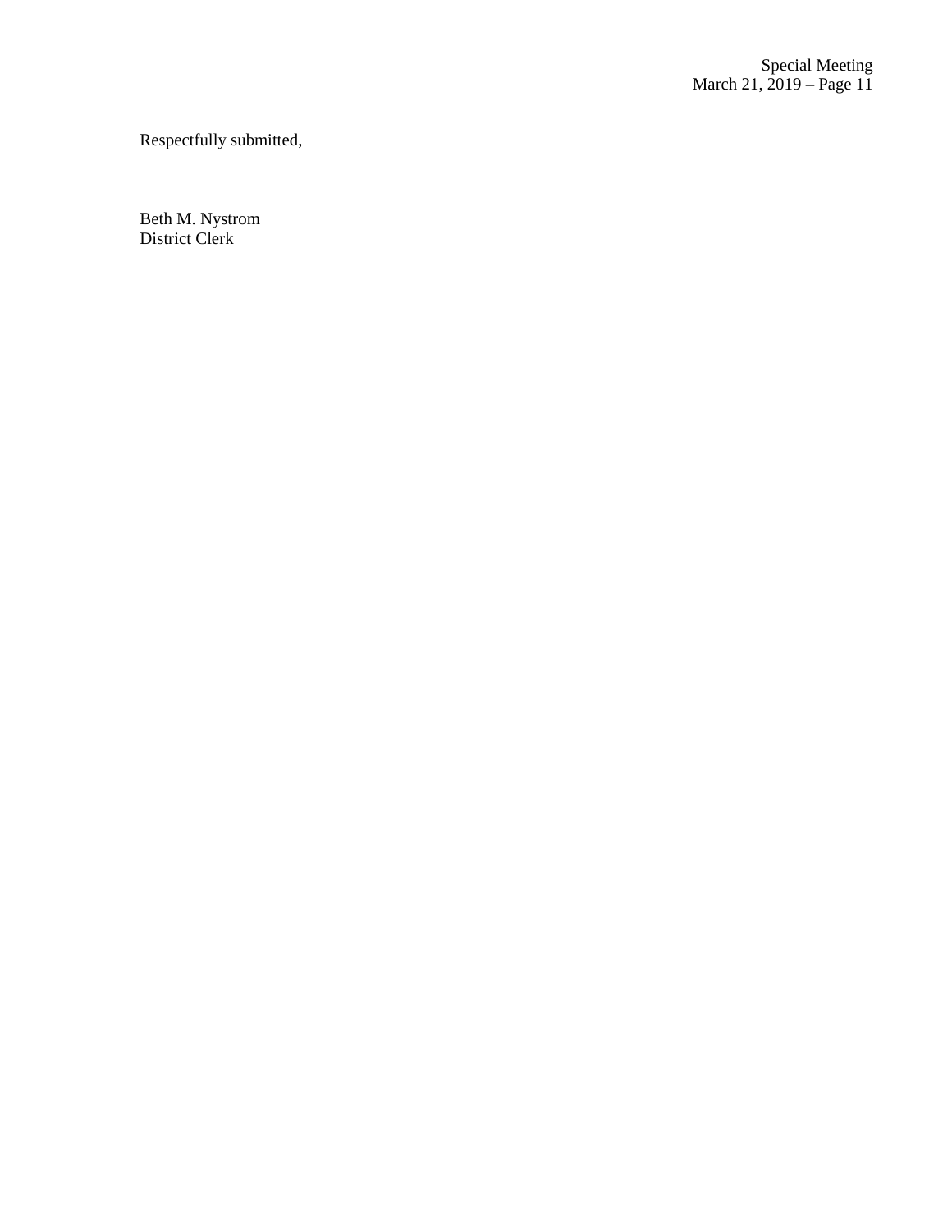Respectfully submitted,

Beth M. Nystrom
District Clerk